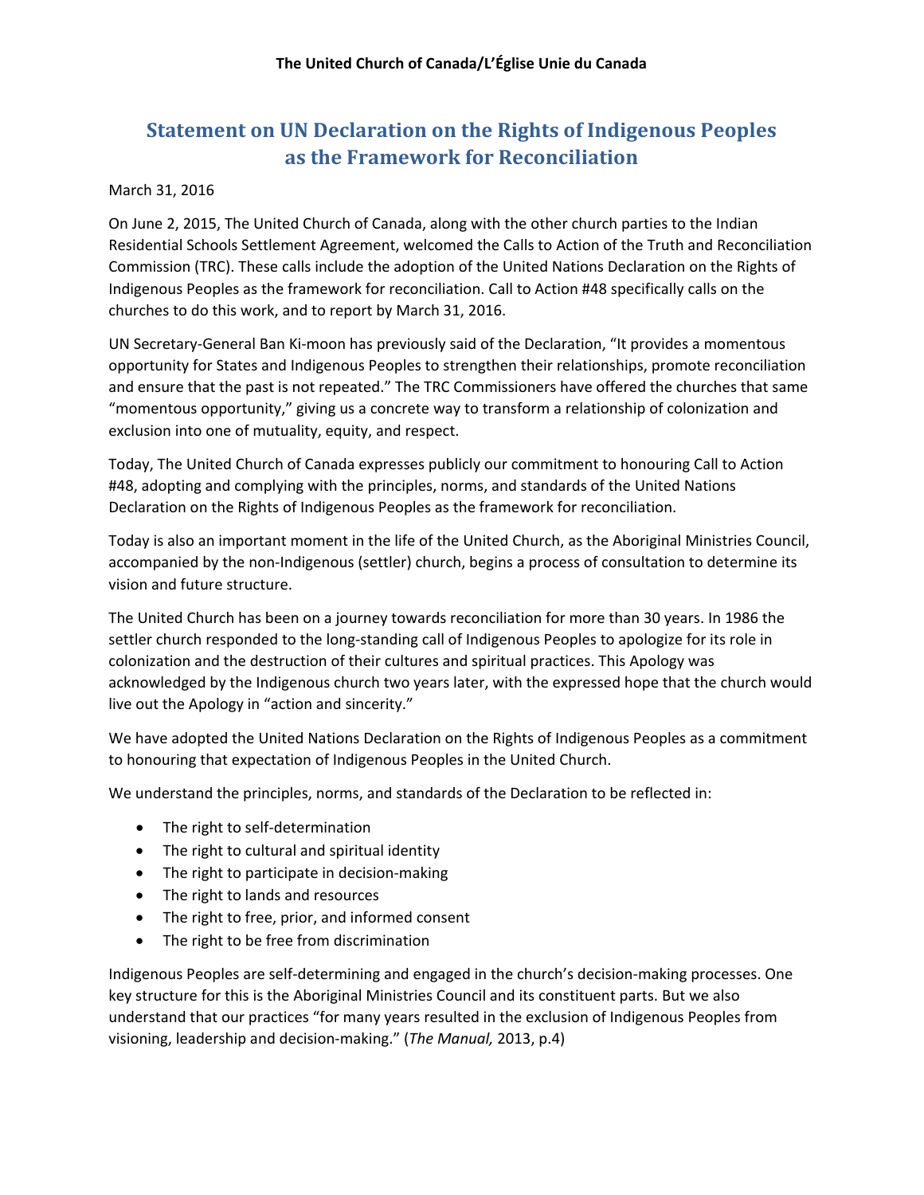**The United Church of Canada/L'Église Unie du Canada**

# Statement on UN Declaration on the Rights of Indigenous Peoples as the Framework for Reconciliation

March 31, 2016

On June 2, 2015, The United Church of Canada, along with the other church parties to the Indian Residential Schools Settlement Agreement, welcomed the Calls to Action of the Truth and Reconciliation Commission (TRC). These calls include the adoption of the United Nations Declaration on the Rights of Indigenous Peoples as the framework for reconciliation. Call to Action #48 specifically calls on the churches to do this work, and to report by March 31, 2016.

UN Secretary-General Ban Ki-moon has previously said of the Declaration, "It provides a momentous opportunity for States and Indigenous Peoples to strengthen their relationships, promote reconciliation and ensure that the past is not repeated." The TRC Commissioners have offered the churches that same "momentous opportunity," giving us a concrete way to transform a relationship of colonization and exclusion into one of mutuality, equity, and respect.

Today, The United Church of Canada expresses publicly our commitment to honouring Call to Action #48, adopting and complying with the principles, norms, and standards of the United Nations Declaration on the Rights of Indigenous Peoples as the framework for reconciliation.

Today is also an important moment in the life of the United Church, as the Aboriginal Ministries Council, accompanied by the non-Indigenous (settler) church, begins a process of consultation to determine its vision and future structure.

The United Church has been on a journey towards reconciliation for more than 30 years. In 1986 the settler church responded to the long-standing call of Indigenous Peoples to apologize for its role in colonization and the destruction of their cultures and spiritual practices. This Apology was acknowledged by the Indigenous church two years later, with the expressed hope that the church would live out the Apology in "action and sincerity."

We have adopted the United Nations Declaration on the Rights of Indigenous Peoples as a commitment to honouring that expectation of Indigenous Peoples in the United Church.

We understand the principles, norms, and standards of the Declaration to be reflected in:

- The right to self-determination
- The right to cultural and spiritual identity
- The right to participate in decision-making
- The right to lands and resources
- The right to free, prior, and informed consent
- The right to be free from discrimination

Indigenous Peoples are self-determining and engaged in the church's decision-making processes. One key structure for this is the Aboriginal Ministries Council and its constituent parts. But we also understand that our practices "for many years resulted in the exclusion of Indigenous Peoples from visioning, leadership and decision-making." (*The Manual,* 2013, p.4)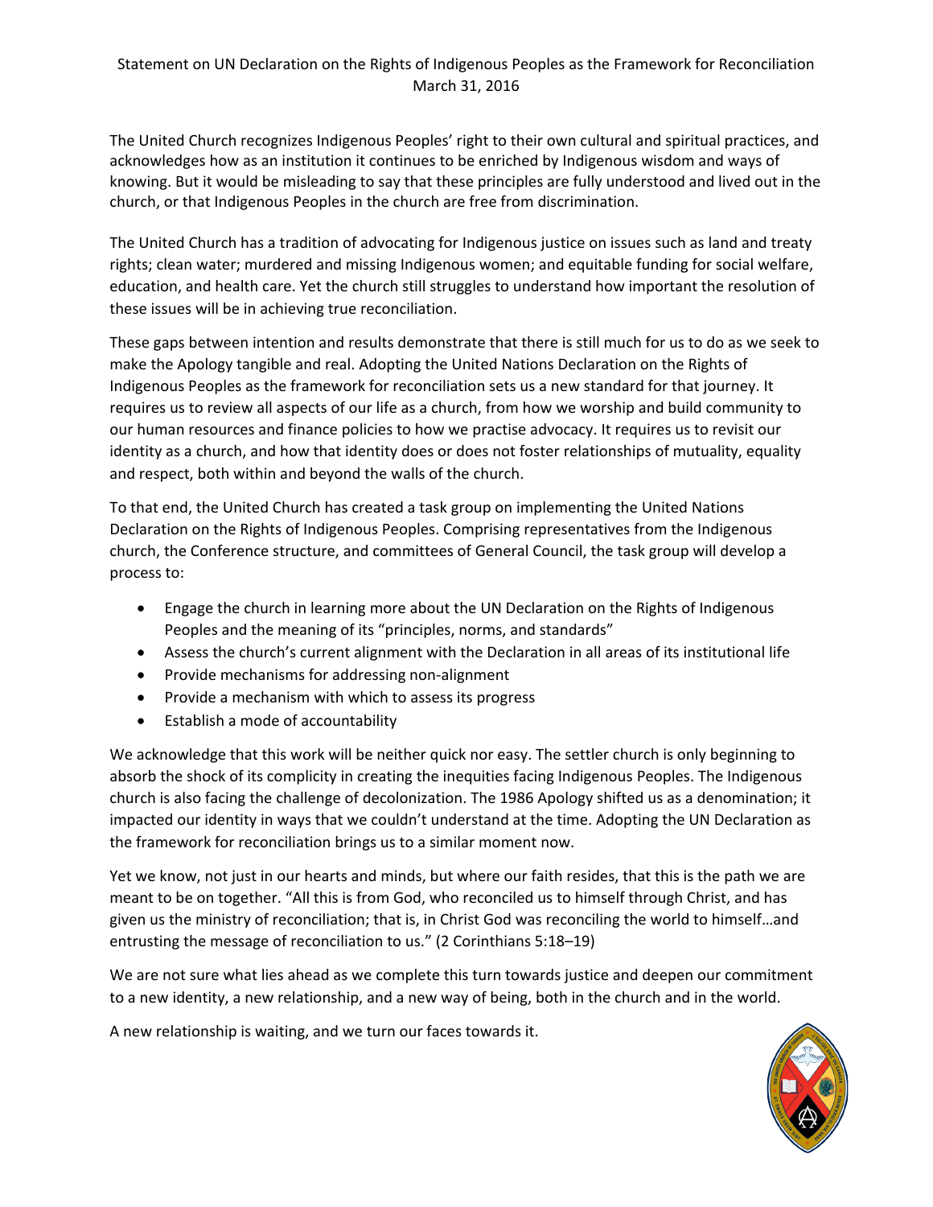Statement on UN Declaration on the Rights of Indigenous Peoples as the Framework for Reconciliation
March 31, 2016

The United Church recognizes Indigenous Peoples' right to their own cultural and spiritual practices, and acknowledges how as an institution it continues to be enriched by Indigenous wisdom and ways of knowing. But it would be misleading to say that these principles are fully understood and lived out in the church, or that Indigenous Peoples in the church are free from discrimination.

The United Church has a tradition of advocating for Indigenous justice on issues such as land and treaty rights; clean water; murdered and missing Indigenous women; and equitable funding for social welfare, education, and health care. Yet the church still struggles to understand how important the resolution of these issues will be in achieving true reconciliation.

These gaps between intention and results demonstrate that there is still much for us to do as we seek to make the Apology tangible and real. Adopting the United Nations Declaration on the Rights of Indigenous Peoples as the framework for reconciliation sets us a new standard for that journey. It requires us to review all aspects of our life as a church, from how we worship and build community to our human resources and finance policies to how we practise advocacy. It requires us to revisit our identity as a church, and how that identity does or does not foster relationships of mutuality, equality and respect, both within and beyond the walls of the church.

To that end, the United Church has created a task group on implementing the United Nations Declaration on the Rights of Indigenous Peoples. Comprising representatives from the Indigenous church, the Conference structure, and committees of General Council, the task group will develop a process to:

- Engage the church in learning more about the UN Declaration on the Rights of Indigenous Peoples and the meaning of its "principles, norms, and standards"
- Assess the church's current alignment with the Declaration in all areas of its institutional life
- Provide mechanisms for addressing non-alignment
- Provide a mechanism with which to assess its progress
- Establish a mode of accountability

We acknowledge that this work will be neither quick nor easy. The settler church is only beginning to absorb the shock of its complicity in creating the inequities facing Indigenous Peoples. The Indigenous church is also facing the challenge of decolonization. The 1986 Apology shifted us as a denomination; it impacted our identity in ways that we couldn't understand at the time. Adopting the UN Declaration as the framework for reconciliation brings us to a similar moment now.

Yet we know, not just in our hearts and minds, but where our faith resides, that this is the path we are meant to be on together. "All this is from God, who reconciled us to himself through Christ, and has given us the ministry of reconciliation; that is, in Christ God was reconciling the world to himself…and entrusting the message of reconciliation to us." (2 Corinthians 5:18–19)

We are not sure what lies ahead as we complete this turn towards justice and deepen our commitment to a new identity, a new relationship, and a new way of being, both in the church and in the world.

A new relationship is waiting, and we turn our faces towards it.